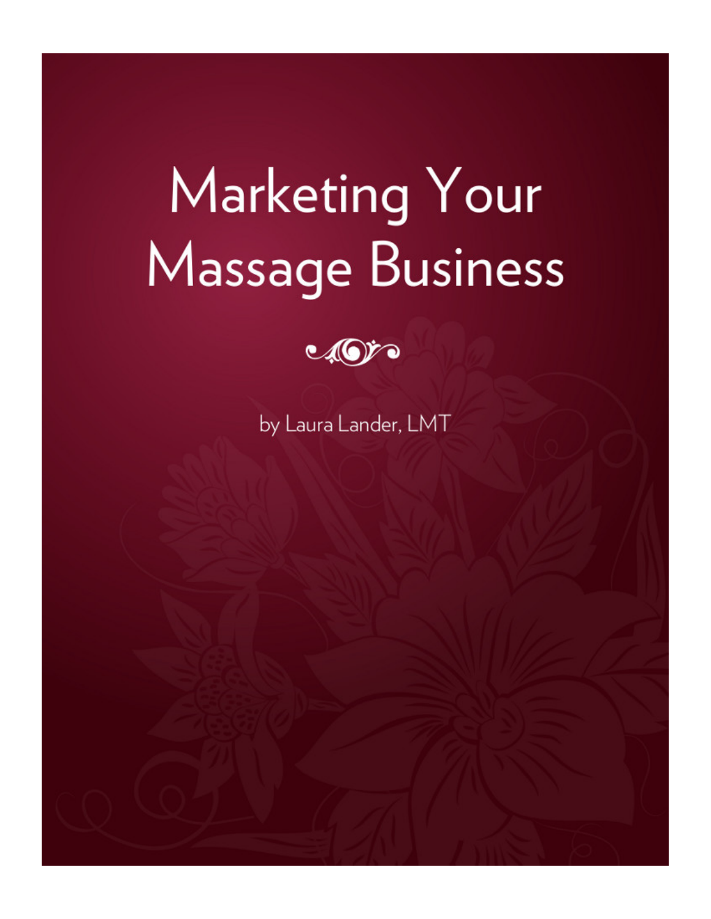# Marketing Your Massage Business

by Laura Lander, LMT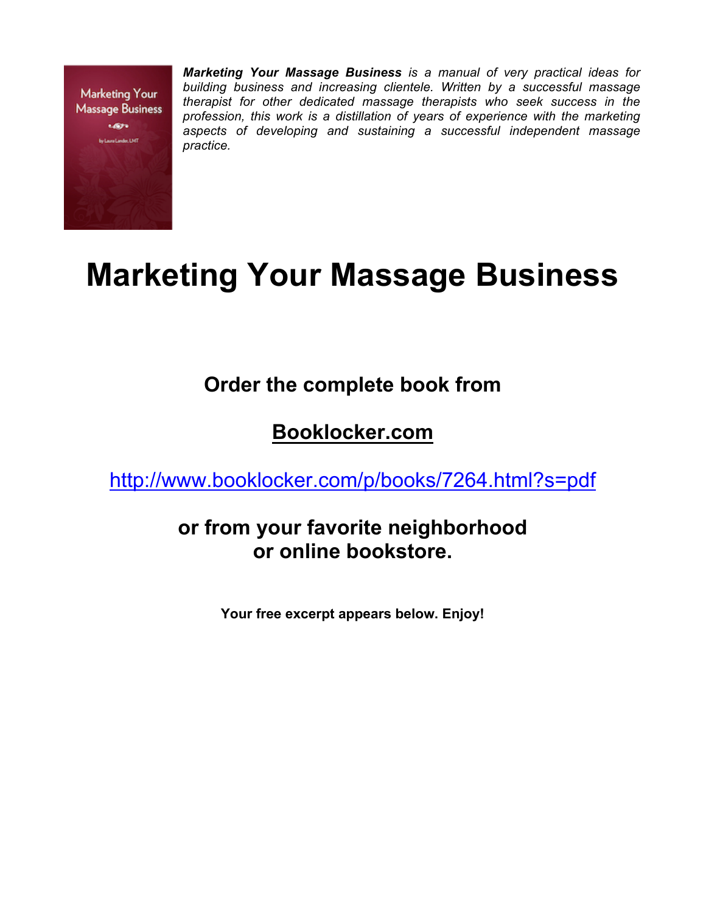***Marketing Your Massage Business*** *is a manual of very practical ideas for building business and increasing clientele. Written by a successful massage therapist for other dedicated massage therapists who seek success in the profession, this work is a distillation of years of experience with the marketing aspects of developing and sustaining a successful independent massage practice.*

# Marketing Your Massage Business

**Order the complete book from**

**Booklocker.com**

http://www.booklocker.com/p/books/7264.html?s=pdf

**or from your favorite neighborhood or online bookstore.**

**Your free excerpt appears below. Enjoy!**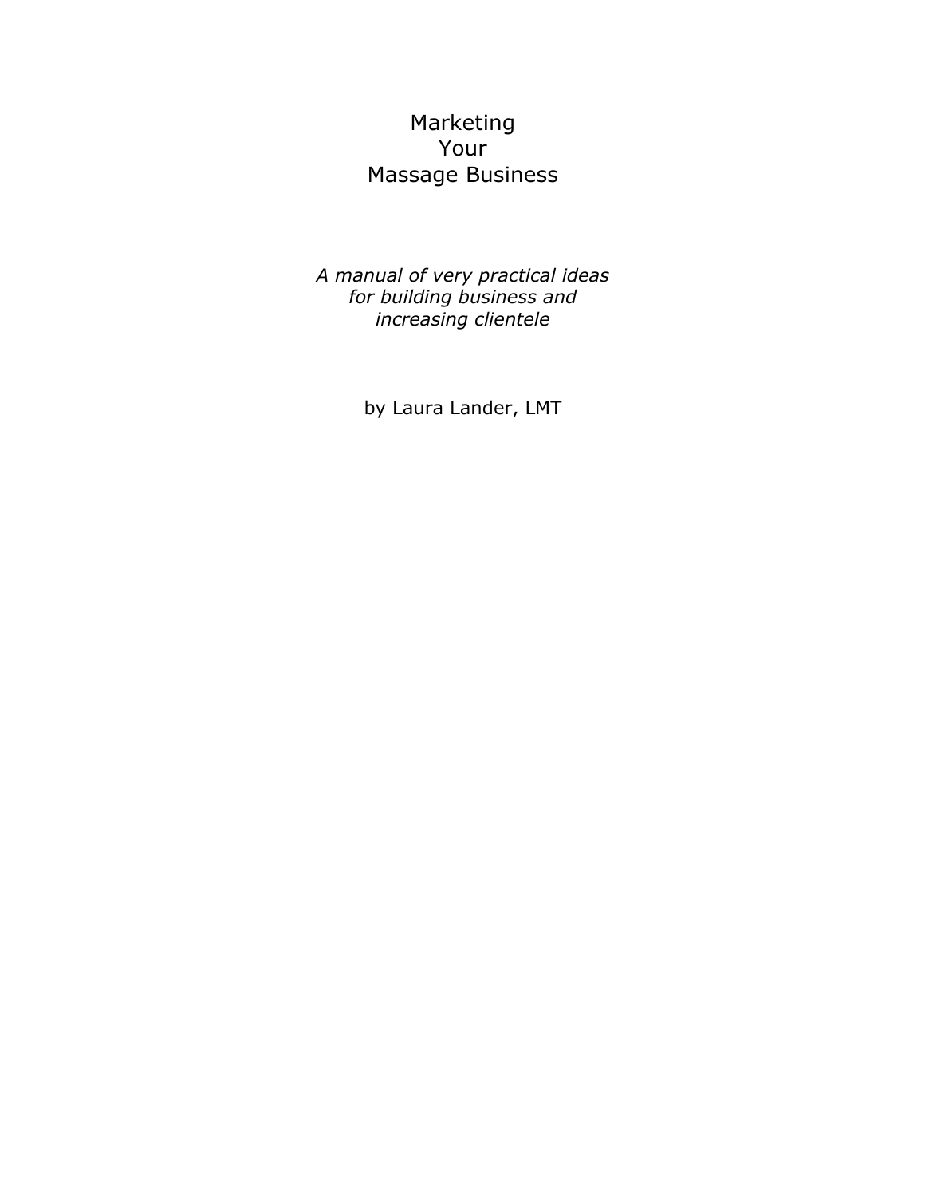# Marketing Your Massage Business

*A manual of very practical ideas for building business and increasing clientele*

by Laura Lander, LMT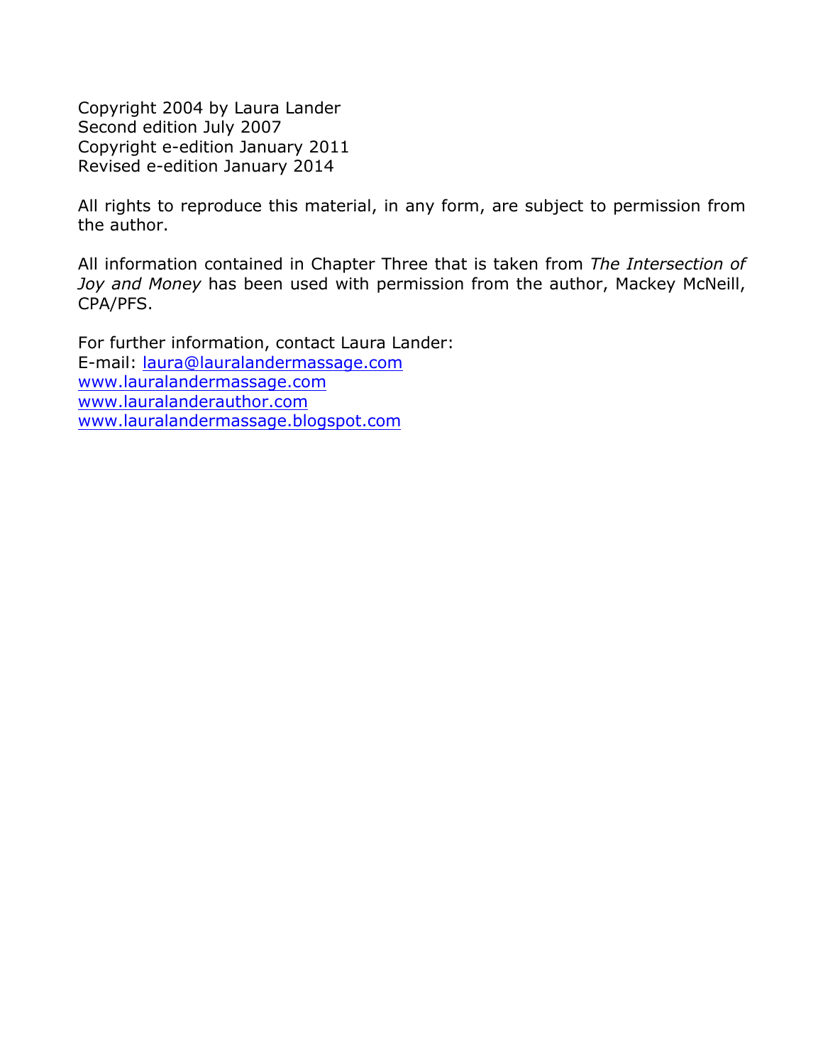Copyright 2004 by Laura Lander
Second edition July 2007
Copyright e-edition January 2011
Revised e-edition January 2014

All rights to reproduce this material, in any form, are subject to permission from the author.

All information contained in Chapter Three that is taken from *The Intersection of Joy and Money* has been used with permission from the author, Mackey McNeill, CPA/PFS.

For further information, contact Laura Lander:
E-mail: laura@lauralandermassage.com
www.lauralandermassage.com
www.lauralanderauthor.com
www.lauralandermassage.blogspot.com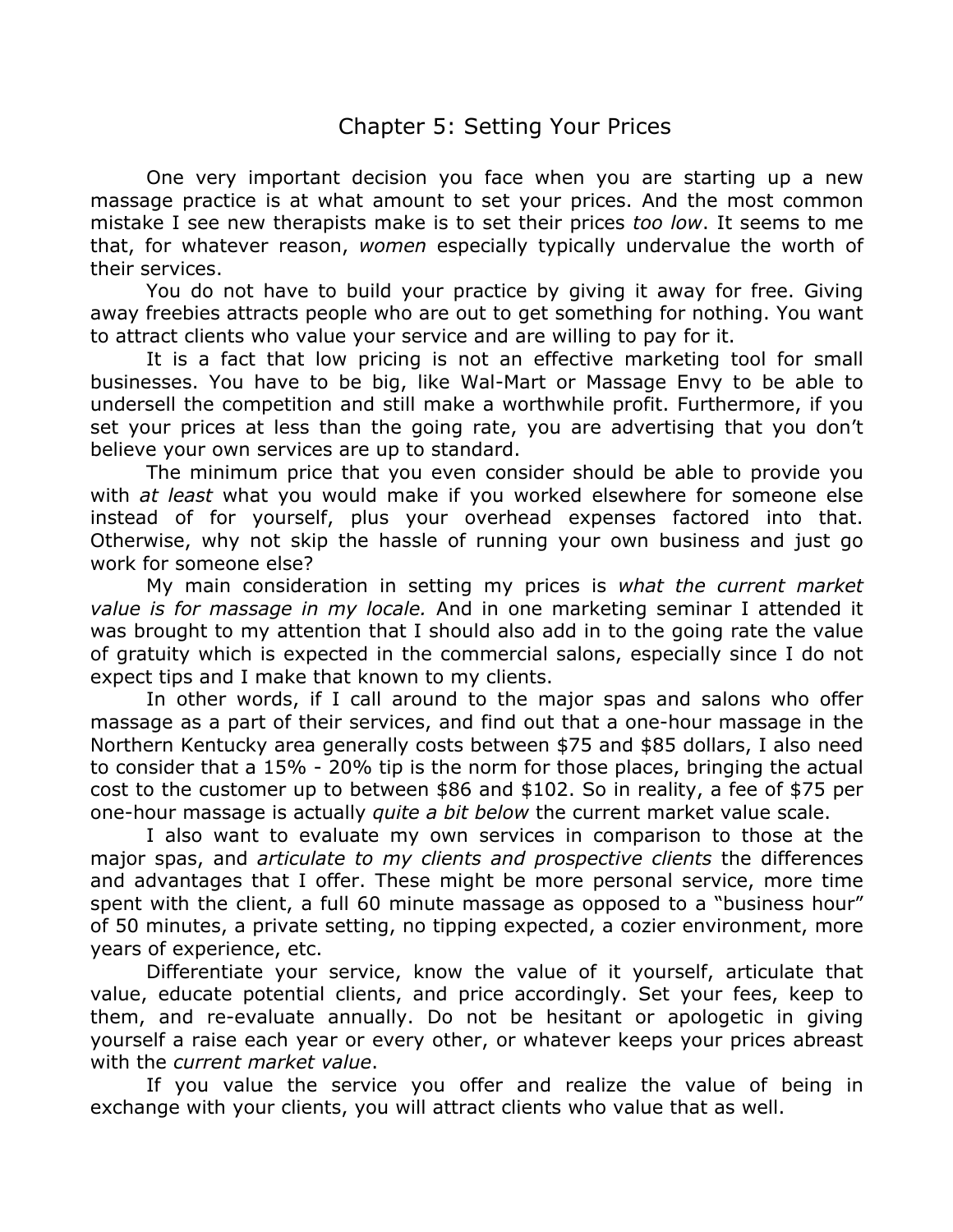# Chapter 5: Setting Your Prices

One very important decision you face when you are starting up a new massage practice is at what amount to set your prices. And the most common mistake I see new therapists make is to set their prices *too low*. It seems to me that, for whatever reason, *women* especially typically undervalue the worth of their services.

You do not have to build your practice by giving it away for free. Giving away freebies attracts people who are out to get something for nothing. You want to attract clients who value your service and are willing to pay for it.

It is a fact that low pricing is not an effective marketing tool for small businesses. You have to be big, like Wal-Mart or Massage Envy to be able to undersell the competition and still make a worthwhile profit. Furthermore, if you set your prices at less than the going rate, you are advertising that you don't believe your own services are up to standard.

The minimum price that you even consider should be able to provide you with *at least* what you would make if you worked elsewhere for someone else instead of for yourself, plus your overhead expenses factored into that. Otherwise, why not skip the hassle of running your own business and just go work for someone else?

My main consideration in setting my prices is *what the current market value is for massage in my locale.* And in one marketing seminar I attended it was brought to my attention that I should also add in to the going rate the value of gratuity which is expected in the commercial salons, especially since I do not expect tips and I make that known to my clients.

In other words, if I call around to the major spas and salons who offer massage as a part of their services, and find out that a one-hour massage in the Northern Kentucky area generally costs between $75 and $85 dollars, I also need to consider that a 15% - 20% tip is the norm for those places, bringing the actual cost to the customer up to between $86 and $102. So in reality, a fee of $75 per one-hour massage is actually *quite a bit below* the current market value scale.

I also want to evaluate my own services in comparison to those at the major spas, and *articulate to my clients and prospective clients* the differences and advantages that I offer. These might be more personal service, more time spent with the client, a full 60 minute massage as opposed to a "business hour" of 50 minutes, a private setting, no tipping expected, a cozier environment, more years of experience, etc.

Differentiate your service, know the value of it yourself, articulate that value, educate potential clients, and price accordingly. Set your fees, keep to them, and re-evaluate annually. Do not be hesitant or apologetic in giving yourself a raise each year or every other, or whatever keeps your prices abreast with the *current market value*.

If you value the service you offer and realize the value of being in exchange with your clients, you will attract clients who value that as well.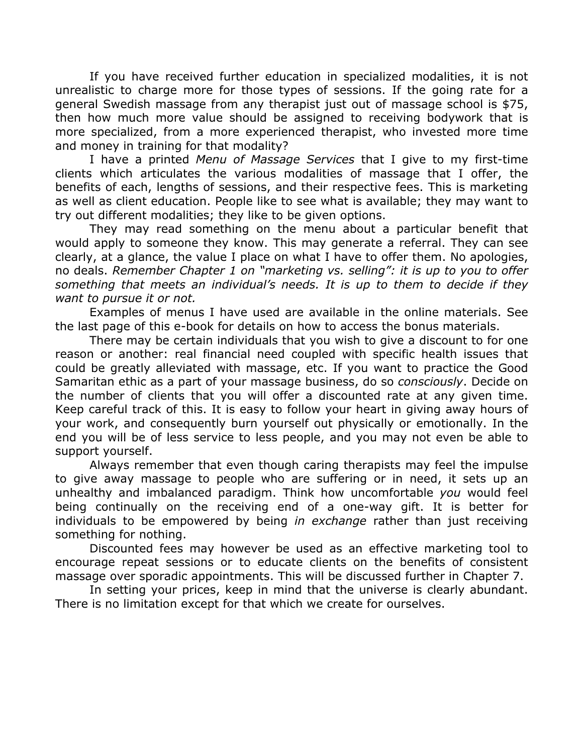If you have received further education in specialized modalities, it is not unrealistic to charge more for those types of sessions. If the going rate for a general Swedish massage from any therapist just out of massage school is $75, then how much more value should be assigned to receiving bodywork that is more specialized, from a more experienced therapist, who invested more time and money in training for that modality?

I have a printed *Menu of Massage Services* that I give to my first-time clients which articulates the various modalities of massage that I offer, the benefits of each, lengths of sessions, and their respective fees. This is marketing as well as client education. People like to see what is available; they may want to try out different modalities; they like to be given options.

They may read something on the menu about a particular benefit that would apply to someone they know. This may generate a referral. They can see clearly, at a glance, the value I place on what I have to offer them. No apologies, no deals. *Remember Chapter 1 on "marketing vs. selling": it is up to you to offer something that meets an individual's needs. It is up to them to decide if they want to pursue it or not.*

Examples of menus I have used are available in the online materials. See the last page of this e-book for details on how to access the bonus materials.

There may be certain individuals that you wish to give a discount to for one reason or another: real financial need coupled with specific health issues that could be greatly alleviated with massage, etc. If you want to practice the Good Samaritan ethic as a part of your massage business, do so *consciously*. Decide on the number of clients that you will offer a discounted rate at any given time. Keep careful track of this. It is easy to follow your heart in giving away hours of your work, and consequently burn yourself out physically or emotionally. In the end you will be of less service to less people, and you may not even be able to support yourself.

Always remember that even though caring therapists may feel the impulse to give away massage to people who are suffering or in need, it sets up an unhealthy and imbalanced paradigm. Think how uncomfortable *you* would feel being continually on the receiving end of a one-way gift. It is better for individuals to be empowered by being *in exchange* rather than just receiving something for nothing.

Discounted fees may however be used as an effective marketing tool to encourage repeat sessions or to educate clients on the benefits of consistent massage over sporadic appointments. This will be discussed further in Chapter 7.

In setting your prices, keep in mind that the universe is clearly abundant. There is no limitation except for that which we create for ourselves.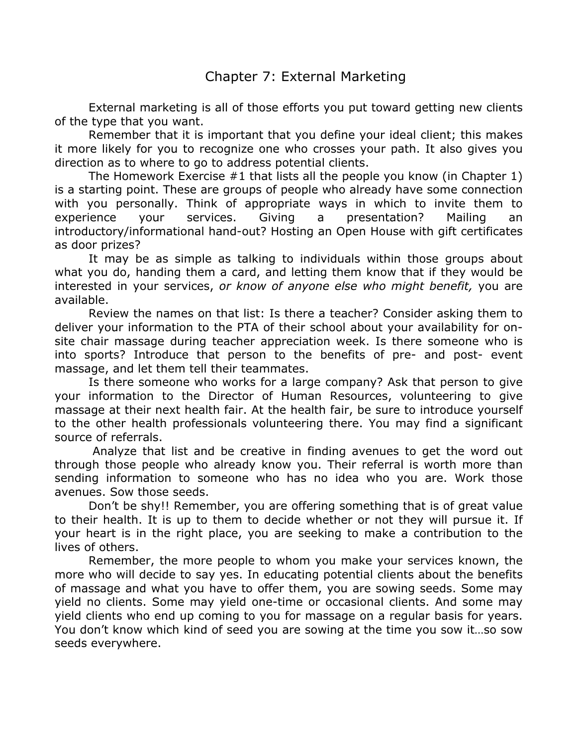# Chapter 7: External Marketing

External marketing is all of those efforts you put toward getting new clients of the type that you want.

Remember that it is important that you define your ideal client; this makes it more likely for you to recognize one who crosses your path. It also gives you direction as to where to go to address potential clients.

The Homework Exercise #1 that lists all the people you know (in Chapter 1) is a starting point. These are groups of people who already have some connection with you personally. Think of appropriate ways in which to invite them to experience your services. Giving a presentation? Mailing an introductory/informational hand-out? Hosting an Open House with gift certificates as door prizes?

It may be as simple as talking to individuals within those groups about what you do, handing them a card, and letting them know that if they would be interested in your services, *or know of anyone else who might benefit,* you are available.

Review the names on that list: Is there a teacher? Consider asking them to deliver your information to the PTA of their school about your availability for on-site chair massage during teacher appreciation week. Is there someone who is into sports? Introduce that person to the benefits of pre- and post- event massage, and let them tell their teammates.

Is there someone who works for a large company? Ask that person to give your information to the Director of Human Resources, volunteering to give massage at their next health fair. At the health fair, be sure to introduce yourself to the other health professionals volunteering there. You may find a significant source of referrals.

Analyze that list and be creative in finding avenues to get the word out through those people who already know you. Their referral is worth more than sending information to someone who has no idea who you are. Work those avenues. Sow those seeds.

Don't be shy!! Remember, you are offering something that is of great value to their health. It is up to them to decide whether or not they will pursue it. If your heart is in the right place, you are seeking to make a contribution to the lives of others.

Remember, the more people to whom you make your services known, the more who will decide to say yes. In educating potential clients about the benefits of massage and what you have to offer them, you are sowing seeds. Some may yield no clients. Some may yield one-time or occasional clients. And some may yield clients who end up coming to you for massage on a regular basis for years. You don't know which kind of seed you are sowing at the time you sow it…so sow seeds everywhere.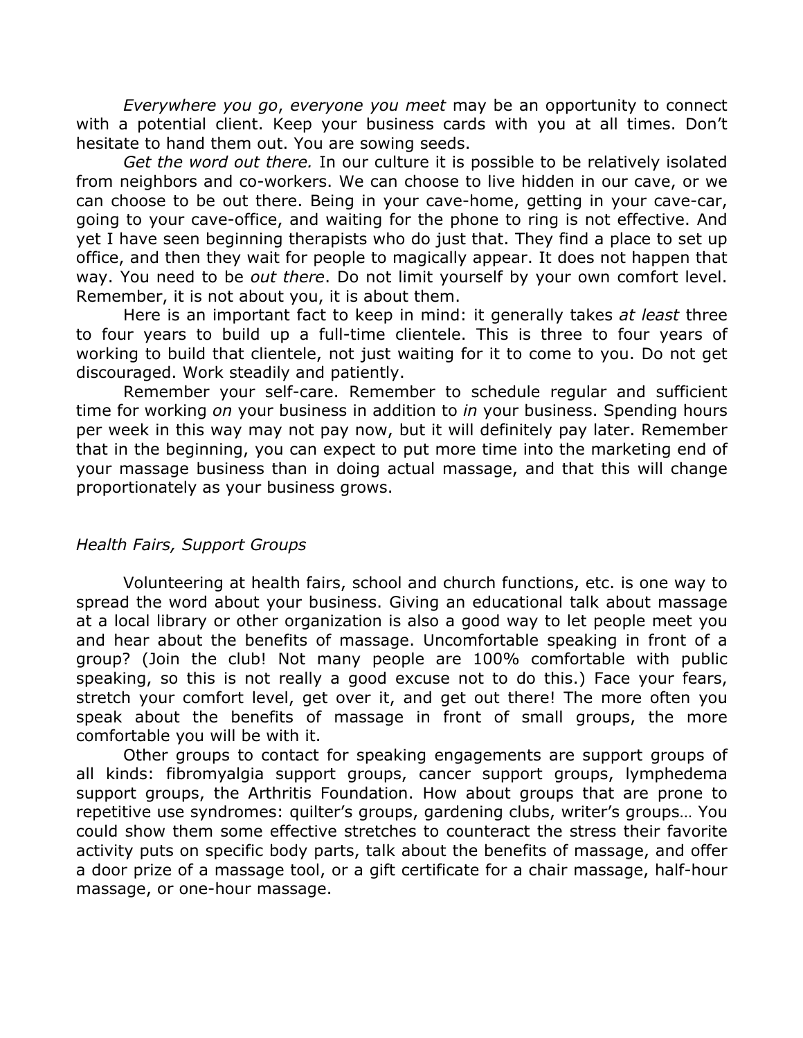*Everywhere you go*, *everyone you meet* may be an opportunity to connect with a potential client. Keep your business cards with you at all times. Don't hesitate to hand them out. You are sowing seeds.

*Get the word out there.* In our culture it is possible to be relatively isolated from neighbors and co-workers. We can choose to live hidden in our cave, or we can choose to be out there. Being in your cave-home, getting in your cave-car, going to your cave-office, and waiting for the phone to ring is not effective. And yet I have seen beginning therapists who do just that. They find a place to set up office, and then they wait for people to magically appear. It does not happen that way. You need to be *out there*. Do not limit yourself by your own comfort level. Remember, it is not about you, it is about them.

Here is an important fact to keep in mind: it generally takes *at least* three to four years to build up a full-time clientele. This is three to four years of working to build that clientele, not just waiting for it to come to you. Do not get discouraged. Work steadily and patiently.

Remember your self-care. Remember to schedule regular and sufficient time for working *on* your business in addition to *in* your business. Spending hours per week in this way may not pay now, but it will definitely pay later. Remember that in the beginning, you can expect to put more time into the marketing end of your massage business than in doing actual massage, and that this will change proportionately as your business grows.

### *Health Fairs, Support Groups*

Volunteering at health fairs, school and church functions, etc. is one way to spread the word about your business. Giving an educational talk about massage at a local library or other organization is also a good way to let people meet you and hear about the benefits of massage. Uncomfortable speaking in front of a group? (Join the club! Not many people are 100% comfortable with public speaking, so this is not really a good excuse not to do this.) Face your fears, stretch your comfort level, get over it, and get out there! The more often you speak about the benefits of massage in front of small groups, the more comfortable you will be with it.

Other groups to contact for speaking engagements are support groups of all kinds: fibromyalgia support groups, cancer support groups, lymphedema support groups, the Arthritis Foundation. How about groups that are prone to repetitive use syndromes: quilter's groups, gardening clubs, writer's groups… You could show them some effective stretches to counteract the stress their favorite activity puts on specific body parts, talk about the benefits of massage, and offer a door prize of a massage tool, or a gift certificate for a chair massage, half-hour massage, or one-hour massage.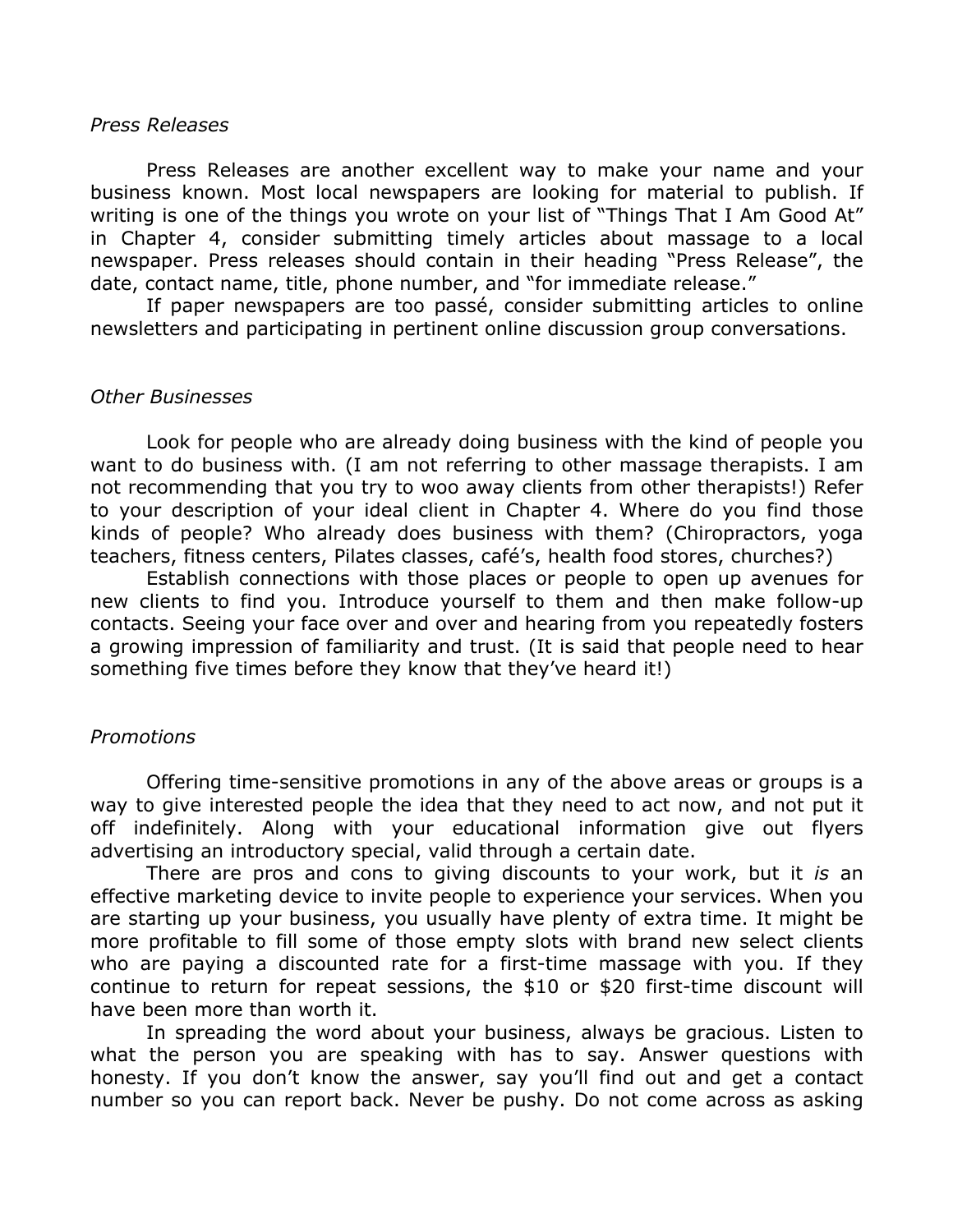*Press Releases*

Press Releases are another excellent way to make your name and your business known. Most local newspapers are looking for material to publish. If writing is one of the things you wrote on your list of "Things That I Am Good At" in Chapter 4, consider submitting timely articles about massage to a local newspaper. Press releases should contain in their heading "Press Release", the date, contact name, title, phone number, and "for immediate release."

If paper newspapers are too passé, consider submitting articles to online newsletters and participating in pertinent online discussion group conversations.

*Other Businesses*

Look for people who are already doing business with the kind of people you want to do business with. (I am not referring to other massage therapists. I am not recommending that you try to woo away clients from other therapists!) Refer to your description of your ideal client in Chapter 4. Where do you find those kinds of people? Who already does business with them? (Chiropractors, yoga teachers, fitness centers, Pilates classes, café's, health food stores, churches?)

Establish connections with those places or people to open up avenues for new clients to find you. Introduce yourself to them and then make follow-up contacts. Seeing your face over and over and hearing from you repeatedly fosters a growing impression of familiarity and trust. (It is said that people need to hear something five times before they know that they've heard it!)

*Promotions*

Offering time-sensitive promotions in any of the above areas or groups is a way to give interested people the idea that they need to act now, and not put it off indefinitely. Along with your educational information give out flyers advertising an introductory special, valid through a certain date.

There are pros and cons to giving discounts to your work, but it *is* an effective marketing device to invite people to experience your services. When you are starting up your business, you usually have plenty of extra time. It might be more profitable to fill some of those empty slots with brand new select clients who are paying a discounted rate for a first-time massage with you. If they continue to return for repeat sessions, the $10 or $20 first-time discount will have been more than worth it.

In spreading the word about your business, always be gracious. Listen to what the person you are speaking with has to say. Answer questions with honesty. If you don't know the answer, say you'll find out and get a contact number so you can report back. Never be pushy. Do not come across as asking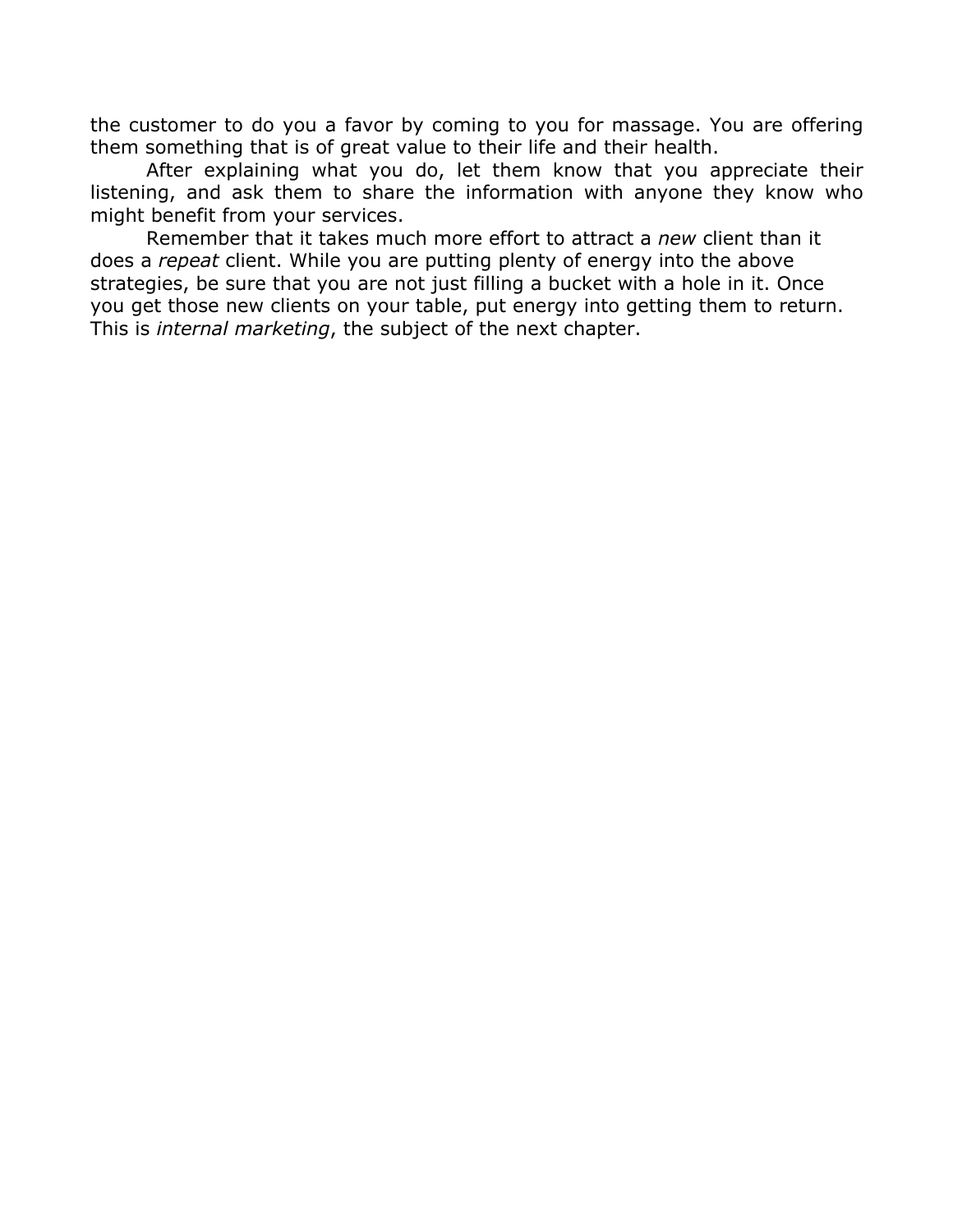the customer to do you a favor by coming to you for massage. You are offering them something that is of great value to their life and their health.

After explaining what you do, let them know that you appreciate their listening, and ask them to share the information with anyone they know who might benefit from your services.

Remember that it takes much more effort to attract a *new* client than it does a *repeat* client. While you are putting plenty of energy into the above strategies, be sure that you are not just filling a bucket with a hole in it. Once you get those new clients on your table, put energy into getting them to return. This is *internal marketing*, the subject of the next chapter.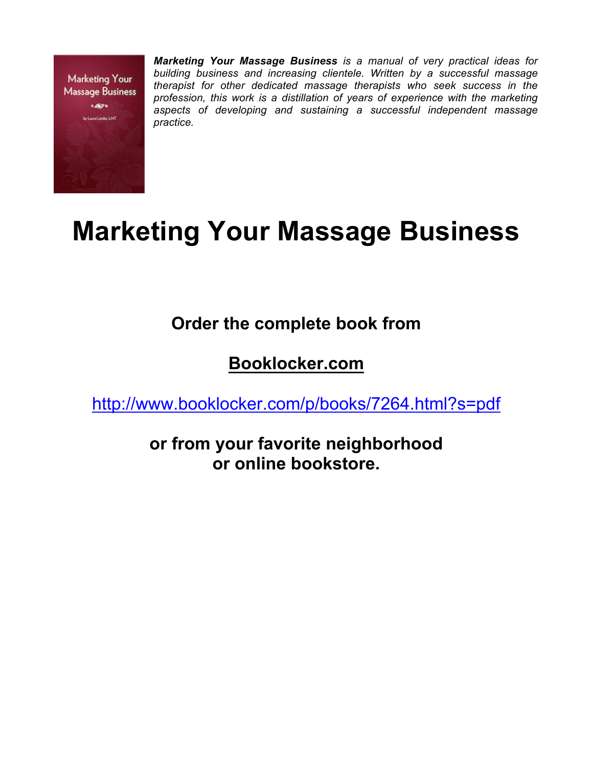***Marketing Your Massage Business*** *is a manual of very practical ideas for building business and increasing clientele. Written by a successful massage therapist for other dedicated massage therapists who seek success in the profession, this work is a distillation of years of experience with the marketing aspects of developing and sustaining a successful independent massage practice.*

# Marketing Your Massage Business

**Order the complete book from**

**Booklocker.com**

http://www.booklocker.com/p/books/7264.html?s=pdf

**or from your favorite neighborhood or online bookstore.**